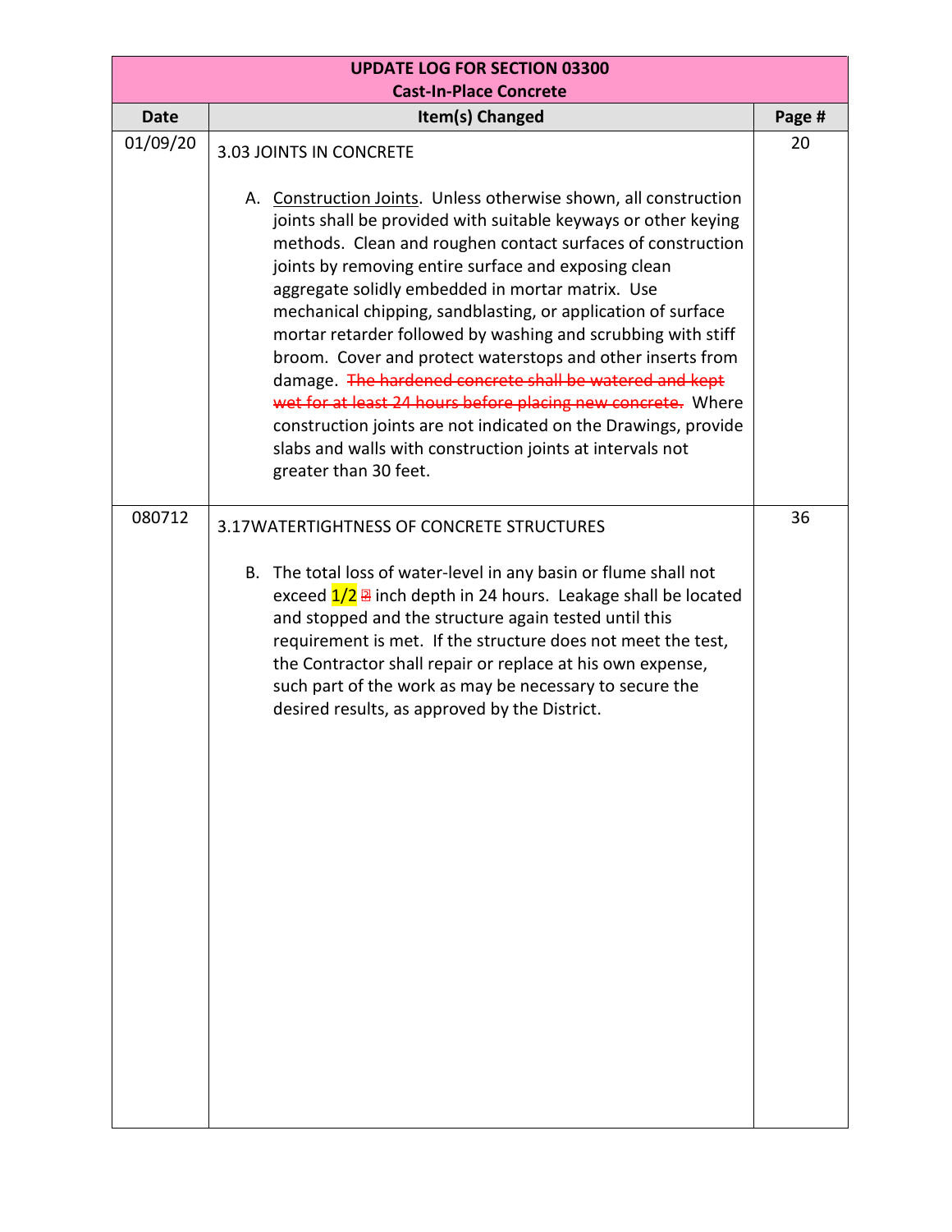| UPDATE LOG FOR SECTION 03300 Cast-In-Place Concrete | | |
|---|---|---|
| **Date** | **Item(s) Changed** | **Page #** |
| 01/09/20 | 3.03 JOINTS IN CONCRETE<br><br>A. Construction Joints. Unless otherwise shown, all construction joints shall be provided with suitable keyways or other keying methods. Clean and roughen contact surfaces of construction joints by removing entire surface and exposing clean aggregate solidly embedded in mortar matrix. Use mechanical chipping, sandblasting, or application of surface mortar retarder followed by washing and scrubbing with stiff broom. Cover and protect waterstops and other inserts from damage. ~~The hardened concrete shall be watered and kept wet for at least 24 hours before placing new concrete.~~ Where construction joints are not indicated on the Drawings, provide slabs and walls with construction joints at intervals not greater than 30 feet. | 20 |
| 080712 | 3.17WATERTIGHTNESS OF CONCRETE STRUCTURES<br><br>B. The total loss of water-level in any basin or flume shall not exceed 1/2 ~~2~~ inch depth in 24 hours. Leakage shall be located and stopped and the structure again tested until this requirement is met. If the structure does not meet the test, the Contractor shall repair or replace at his own expense, such part of the work as may be necessary to secure the desired results, as approved by the District. | 36 |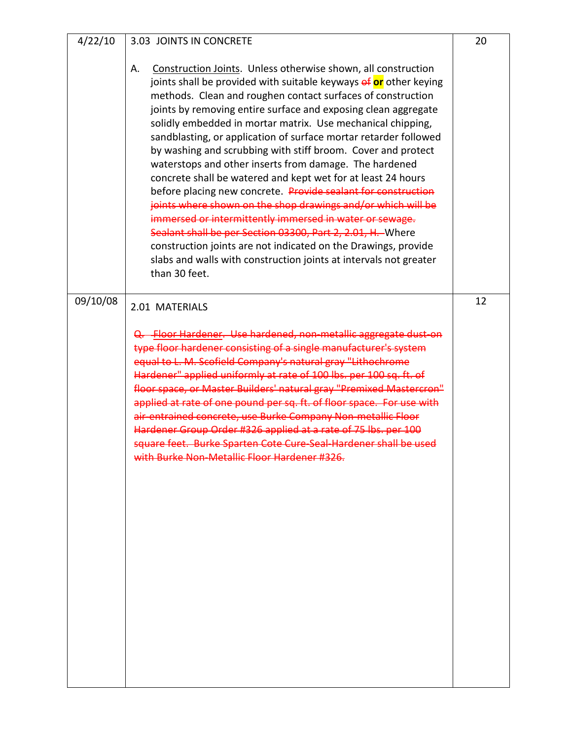| | | |
|---|---|---|
| 4/22/10 | 3.03 JOINTS IN CONCRETE<br><br>A. Construction Joints. Unless otherwise shown, all construction joints shall be provided with suitable keyways ~~of~~ **or** other keying methods. Clean and roughen contact surfaces of construction joints by removing entire surface and exposing clean aggregate solidly embedded in mortar matrix. Use mechanical chipping, sandblasting, or application of surface mortar retarder followed by washing and scrubbing with stiff broom. Cover and protect waterstops and other inserts from damage. The hardened concrete shall be watered and kept wet for at least 24 hours before placing new concrete. ~~Provide sealant for construction joints where shown on the shop drawings and/or which will be immersed or intermittently immersed in water or sewage. Sealant shall be per Section 03300, Part 2, 2.01, H.~~ Where construction joints are not indicated on the Drawings, provide slabs and walls with construction joints at intervals not greater than 30 feet. | 20 |
| 09/10/08 | 2.01 MATERIALS<br><br>~~Q. Floor Hardener. Use hardened, non-metallic aggregate dust-on type floor hardener consisting of a single manufacturer's system equal to L. M. Scofield Company's natural gray "Lithochrome Hardener" applied uniformly at rate of 100 lbs. per 100 sq. ft. of floor space, or Master Builders' natural gray "Premixed Mastercron" applied at rate of one pound per sq. ft. of floor space. For use with air-entrained concrete, use Burke Company Non-metallic Floor Hardener Group Order #326 applied at a rate of 75 lbs. per 100 square feet. Burke Sparten Cote Cure-Seal-Hardener shall be used with Burke Non-Metallic Floor Hardener #326.~~ | 12 |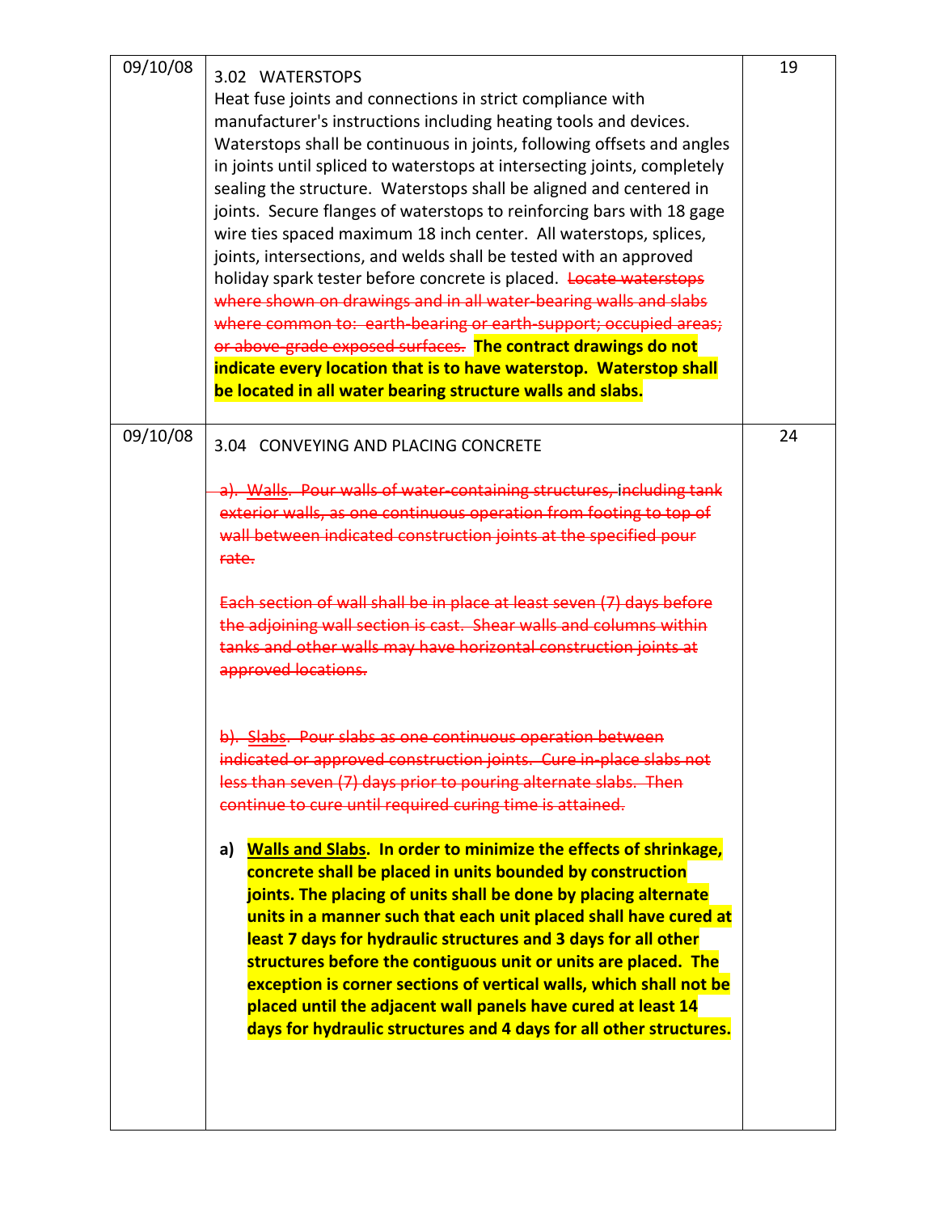| | | |
|---|---|---|
| 09/10/08 | 3.02 WATERSTOPS<br>Heat fuse joints and connections in strict compliance with manufacturer's instructions including heating tools and devices. Waterstops shall be continuous in joints, following offsets and angles in joints until spliced to waterstops at intersecting joints, completely sealing the structure. Waterstops shall be aligned and centered in joints. Secure flanges of waterstops to reinforcing bars with 18 gage wire ties spaced maximum 18 inch center. All waterstops, splices, joints, intersections, and welds shall be tested with an approved holiday spark tester before concrete is placed. ~~Locate waterstops where shown on drawings and in all water-bearing walls and slabs where common to: earth-bearing or earth-support; occupied areas; or above-grade exposed surfaces.~~ **The contract drawings do not indicate every location that is to have waterstop. Waterstop shall be located in all water bearing structure walls and slabs.** | 19 |
| 09/10/08 | 3.04 CONVEYING AND PLACING CONCRETE<br><br>~~a). Walls. Pour walls of water-containing structures, including tank exterior walls, as one continuous operation from footing to top of wall between indicated construction joints at the specified pour rate.~~<br><br>~~Each section of wall shall be in place at least seven (7) days before the adjoining wall section is cast. Shear walls and columns within tanks and other walls may have horizontal construction joints at approved locations.~~<br><br>~~b). Slabs. Pour slabs as one continuous operation between indicated or approved construction joints. Cure in-place slabs not less than seven (7) days prior to pouring alternate slabs. Then continue to cure until required curing time is attained.~~<br><br>**a) Walls and Slabs. In order to minimize the effects of shrinkage, concrete shall be placed in units bounded by construction joints. The placing of units shall be done by placing alternate units in a manner such that each unit placed shall have cured at least 7 days for hydraulic structures and 3 days for all other structures before the contiguous unit or units are placed. The exception is corner sections of vertical walls, which shall not be placed until the adjacent wall panels have cured at least 14 days for hydraulic structures and 4 days for all other structures.** | 24 |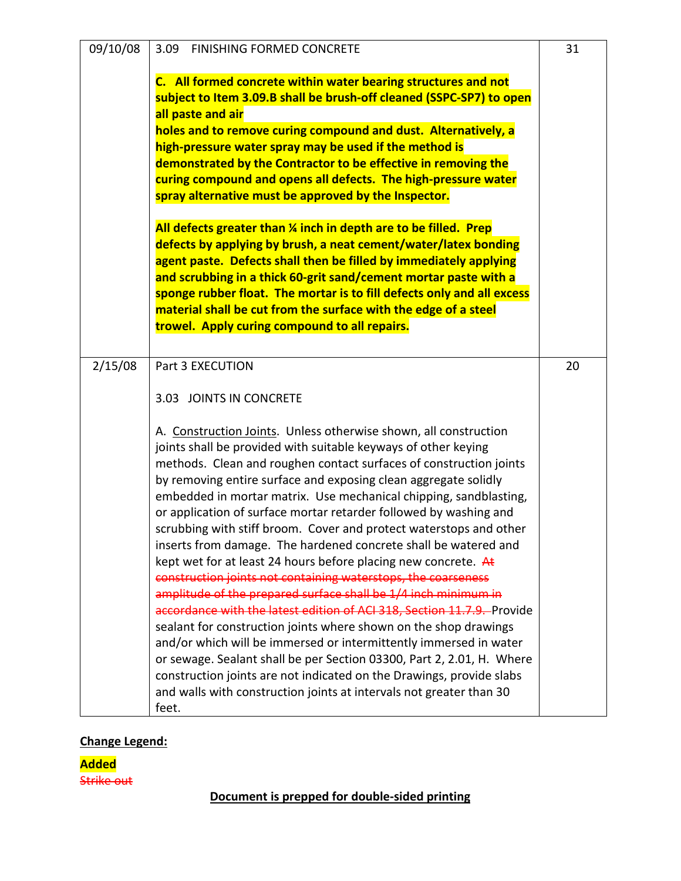| | | |
|---|---|---|
| 09/10/08 | 3.09 FINISHING FORMED CONCRETE<br><br>**C. All formed concrete within water bearing structures and not subject to Item 3.09.B shall be brush-off cleaned (SSPC-SP7) to open all paste and air holes and to remove curing compound and dust. Alternatively, a high-pressure water spray may be used if the method is demonstrated by the Contractor to be effective in removing the curing compound and opens all defects. The high-pressure water spray alternative must be approved by the Inspector.**<br><br>**All defects greater than ¼ inch in depth are to be filled. Prep defects by applying by brush, a neat cement/water/latex bonding agent paste. Defects shall then be filled by immediately applying and scrubbing in a thick 60-grit sand/cement mortar paste with a sponge rubber float. The mortar is to fill defects only and all excess material shall be cut from the surface with the edge of a steel trowel. Apply curing compound to all repairs.** | 31 |
| 2/15/08 | Part 3 EXECUTION<br><br>3.03 JOINTS IN CONCRETE<br><br>A. Construction Joints. Unless otherwise shown, all construction joints shall be provided with suitable keyways of other keying methods. Clean and roughen contact surfaces of construction joints by removing entire surface and exposing clean aggregate solidly embedded in mortar matrix. Use mechanical chipping, sandblasting, or application of surface mortar retarder followed by washing and scrubbing with stiff broom. Cover and protect waterstops and other inserts from damage. The hardened concrete shall be watered and kept wet for at least 24 hours before placing new concrete. ~~At construction joints not containing waterstops, the coarseness amplitude of the prepared surface shall be 1/4 inch minimum in accordance with the latest edition of ACI 318, Section 11.7.9.~~ Provide sealant for construction joints where shown on the shop drawings and/or which will be immersed or intermittently immersed in water or sewage. Sealant shall be per Section 03300, Part 2, 2.01, H. Where construction joints are not indicated on the Drawings, provide slabs and walls with construction joints at intervals not greater than 30 feet. | 20 |

**Change Legend:**

**Added**

~~Strike-out~~

**Document is prepped for double-sided printing**